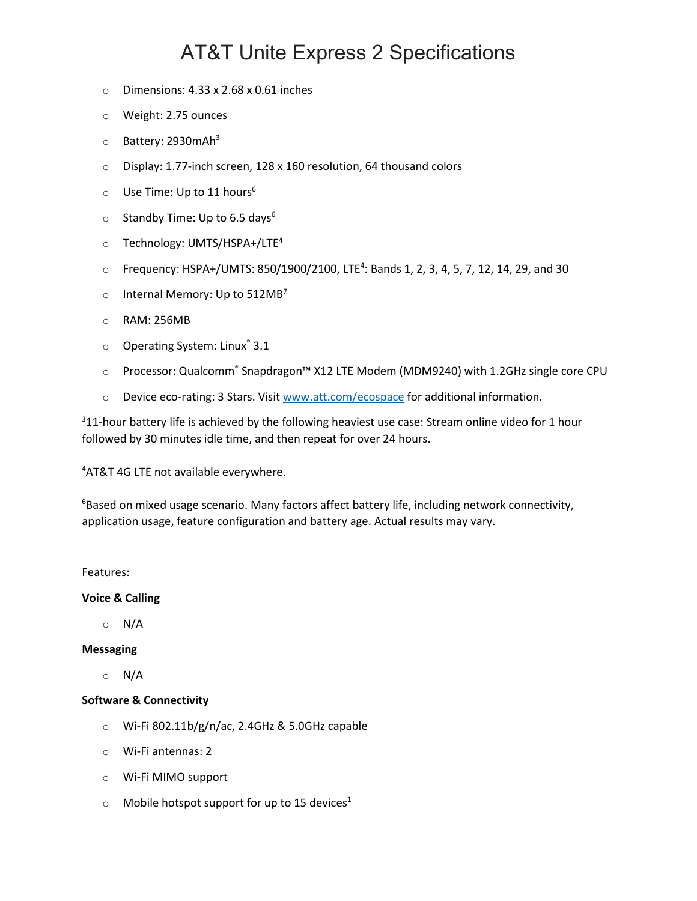# AT&T Unite Express 2 Specifications

- Dimensions: 4.33 x 2.68 x 0.61 inches
- Weight: 2.75 ounces
- Battery: 2930mAh[3]
- Display: 1.77-inch screen, 128 x 160 resolution, 64 thousand colors
- Use Time: Up to 11 hours[6]
- Standby Time: Up to 6.5 days[6]
- Technology: UMTS/HSPA+/LTE[4]
- Frequency: HSPA+/UMTS: 850/1900/2100, LTE[4]: Bands 1, 2, 3, 4, 5, 7, 12, 14, 29, and 30
- Internal Memory: Up to 512MB[7]
- RAM: 256MB
- Operating System: Linux® 3.1
- Processor: Qualcomm® Snapdragon™ X12 LTE Modem (MDM9240) with 1.2GHz single core CPU
- Device eco-rating: 3 Stars. Visit www.att.com/ecospace for additional information.

[3]11-hour battery life is achieved by the following heaviest use case: Stream online video for 1 hour followed by 30 minutes idle time, and then repeat for over 24 hours.

[4]AT&T 4G LTE not available everywhere.

[6]Based on mixed usage scenario. Many factors affect battery life, including network connectivity, application usage, feature configuration and battery age. Actual results may vary.

Features:

**Voice & Calling**

- N/A

**Messaging**

- N/A

**Software & Connectivity**

- Wi-Fi 802.11b/g/n/ac, 2.4GHz & 5.0GHz capable
- Wi-Fi antennas: 2
- Wi-Fi MIMO support
- Mobile hotspot support for up to 15 devices[1]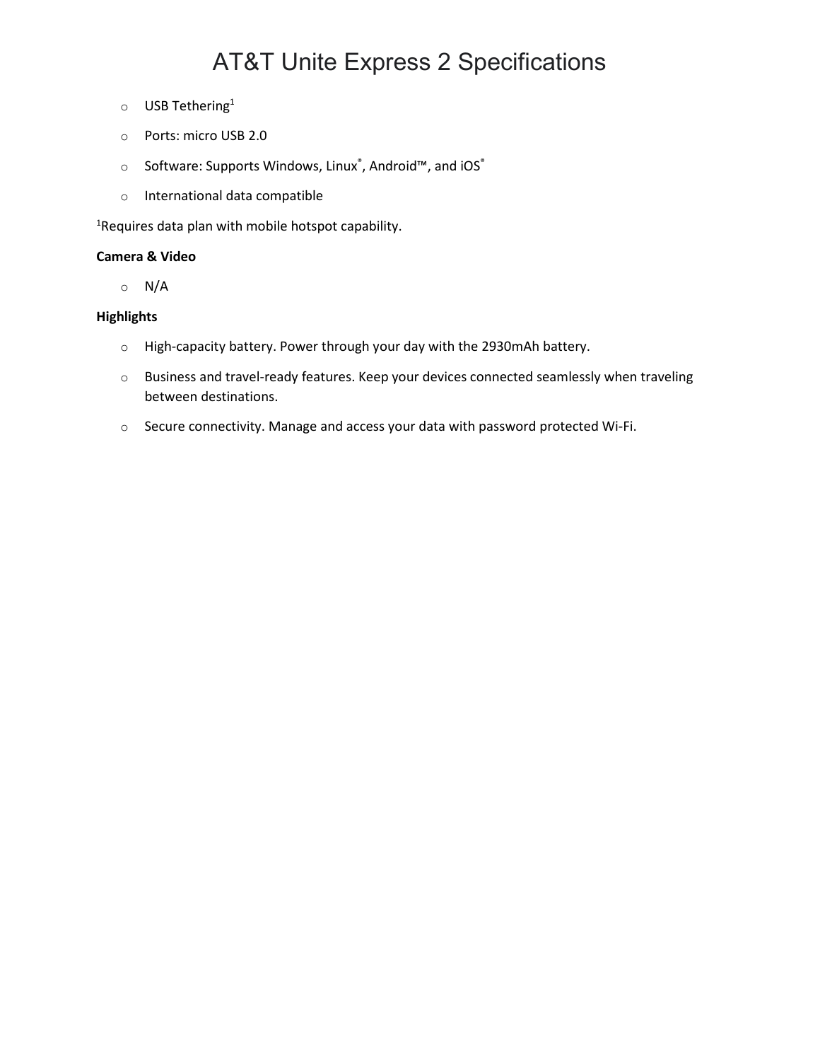- USB Tethering[1]
- Ports: micro USB 2.0
- Software: Supports Windows, Linux®, Android™, and iOS®
- International data compatible

[1]Requires data plan with mobile hotspot capability.

**Camera & Video**

- N/A

**Highlights**

- High-capacity battery. Power through your day with the 2930mAh battery.
- Business and travel-ready features. Keep your devices connected seamlessly when traveling between destinations.
- Secure connectivity. Manage and access your data with password protected Wi-Fi.